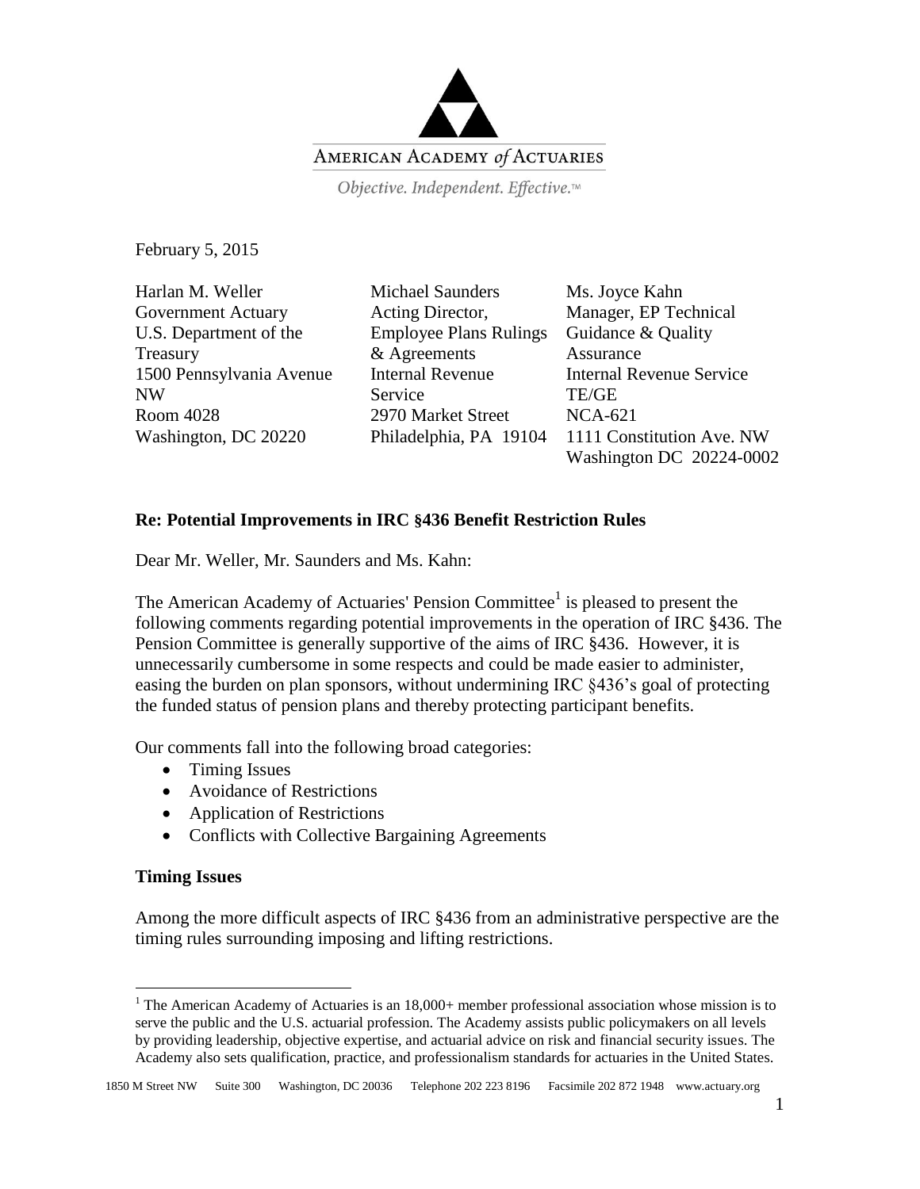AMERICAN ACADEMY *of* ACTUARIES

*Objective. Independent. Effective.*™

February 5, 2015

Harlan M. Weller
Government Actuary
U.S. Department of the Treasury
1500 Pennsylvania Avenue NW
Room 4028
Washington, DC 20220

Michael Saunders
Acting Director,
Employee Plans Rulings & Agreements
Internal Revenue Service
2970 Market Street
Philadelphia, PA 19104

Ms. Joyce Kahn
Manager, EP Technical Guidance & Quality Assurance
Internal Revenue Service
TE/GE
NCA-621
1111 Constitution Ave. NW
Washington DC 20224-0002

**Re: Potential Improvements in IRC §436 Benefit Restriction Rules**

Dear Mr. Weller, Mr. Saunders and Ms. Kahn:

The American Academy of Actuaries' Pension Committee[1] is pleased to present the following comments regarding potential improvements in the operation of IRC §436. The Pension Committee is generally supportive of the aims of IRC §436. However, it is unnecessarily cumbersome in some respects and could be made easier to administer, easing the burden on plan sponsors, without undermining IRC §436's goal of protecting the funded status of pension plans and thereby protecting participant benefits.

Our comments fall into the following broad categories:

- Timing Issues
- Avoidance of Restrictions
- Application of Restrictions
- Conflicts with Collective Bargaining Agreements

**Timing Issues**

Among the more difficult aspects of IRC §436 from an administrative perspective are the timing rules surrounding imposing and lifting restrictions.

[1] The American Academy of Actuaries is an 18,000+ member professional association whose mission is to serve the public and the U.S. actuarial profession. The Academy assists public policymakers on all levels by providing leadership, objective expertise, and actuarial advice on risk and financial security issues. The Academy also sets qualification, practice, and professionalism standards for actuaries in the United States.

1850 M Street NW Suite 300 Washington, DC 20036 Telephone 202 223 8196 Facsimile 202 872 1948 www.actuary.org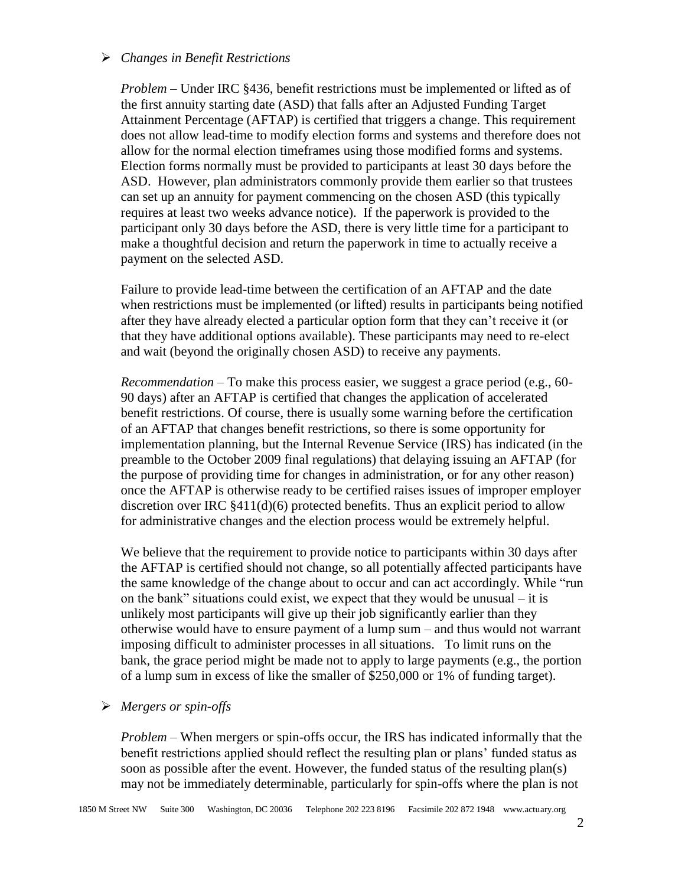- *Changes in Benefit Restrictions*

  *Problem* – Under IRC §436, benefit restrictions must be implemented or lifted as of the first annuity starting date (ASD) that falls after an Adjusted Funding Target Attainment Percentage (AFTAP) is certified that triggers a change. This requirement does not allow lead-time to modify election forms and systems and therefore does not allow for the normal election timeframes using those modified forms and systems. Election forms normally must be provided to participants at least 30 days before the ASD. However, plan administrators commonly provide them earlier so that trustees can set up an annuity for payment commencing on the chosen ASD (this typically requires at least two weeks advance notice). If the paperwork is provided to the participant only 30 days before the ASD, there is very little time for a participant to make a thoughtful decision and return the paperwork in time to actually receive a payment on the selected ASD.

  Failure to provide lead-time between the certification of an AFTAP and the date when restrictions must be implemented (or lifted) results in participants being notified after they have already elected a particular option form that they can't receive it (or that they have additional options available). These participants may need to re-elect and wait (beyond the originally chosen ASD) to receive any payments.

  *Recommendation* – To make this process easier, we suggest a grace period (e.g., 60-90 days) after an AFTAP is certified that changes the application of accelerated benefit restrictions. Of course, there is usually some warning before the certification of an AFTAP that changes benefit restrictions, so there is some opportunity for implementation planning, but the Internal Revenue Service (IRS) has indicated (in the preamble to the October 2009 final regulations) that delaying issuing an AFTAP (for the purpose of providing time for changes in administration, or for any other reason) once the AFTAP is otherwise ready to be certified raises issues of improper employer discretion over IRC §411(d)(6) protected benefits. Thus an explicit period to allow for administrative changes and the election process would be extremely helpful.

  We believe that the requirement to provide notice to participants within 30 days after the AFTAP is certified should not change, so all potentially affected participants have the same knowledge of the change about to occur and can act accordingly. While "run on the bank" situations could exist, we expect that they would be unusual – it is unlikely most participants will give up their job significantly earlier than they otherwise would have to ensure payment of a lump sum – and thus would not warrant imposing difficult to administer processes in all situations. To limit runs on the bank, the grace period might be made not to apply to large payments (e.g., the portion of a lump sum in excess of like the smaller of $250,000 or 1% of funding target).

- *Mergers or spin-offs*

  *Problem* – When mergers or spin-offs occur, the IRS has indicated informally that the benefit restrictions applied should reflect the resulting plan or plans' funded status as soon as possible after the event. However, the funded status of the resulting plan(s) may not be immediately determinable, particularly for spin-offs where the plan is not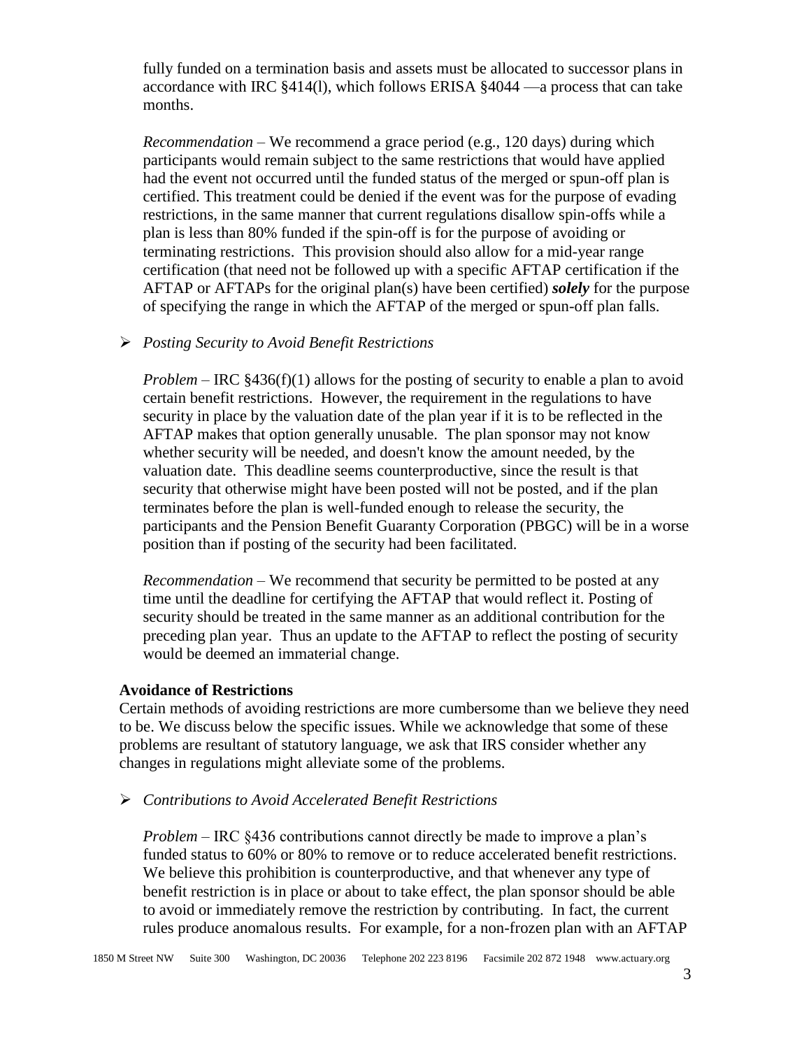fully funded on a termination basis and assets must be allocated to successor plans in accordance with IRC §414(l), which follows ERISA §4044 —a process that can take months.

*Recommendation* – We recommend a grace period (e.g., 120 days) during which participants would remain subject to the same restrictions that would have applied had the event not occurred until the funded status of the merged or spun-off plan is certified. This treatment could be denied if the event was for the purpose of evading restrictions, in the same manner that current regulations disallow spin-offs while a plan is less than 80% funded if the spin-off is for the purpose of avoiding or terminating restrictions. This provision should also allow for a mid-year range certification (that need not be followed up with a specific AFTAP certification if the AFTAP or AFTAPs for the original plan(s) have been certified) ***solely*** for the purpose of specifying the range in which the AFTAP of the merged or spun-off plan falls.

- *Posting Security to Avoid Benefit Restrictions*

*Problem* – IRC §436(f)(1) allows for the posting of security to enable a plan to avoid certain benefit restrictions. However, the requirement in the regulations to have security in place by the valuation date of the plan year if it is to be reflected in the AFTAP makes that option generally unusable. The plan sponsor may not know whether security will be needed, and doesn't know the amount needed, by the valuation date. This deadline seems counterproductive, since the result is that security that otherwise might have been posted will not be posted, and if the plan terminates before the plan is well-funded enough to release the security, the participants and the Pension Benefit Guaranty Corporation (PBGC) will be in a worse position than if posting of the security had been facilitated.

*Recommendation* – We recommend that security be permitted to be posted at any time until the deadline for certifying the AFTAP that would reflect it. Posting of security should be treated in the same manner as an additional contribution for the preceding plan year. Thus an update to the AFTAP to reflect the posting of security would be deemed an immaterial change.

**Avoidance of Restrictions**

Certain methods of avoiding restrictions are more cumbersome than we believe they need to be. We discuss below the specific issues. While we acknowledge that some of these problems are resultant of statutory language, we ask that IRS consider whether any changes in regulations might alleviate some of the problems.

- *Contributions to Avoid Accelerated Benefit Restrictions*

*Problem* – IRC §436 contributions cannot directly be made to improve a plan's funded status to 60% or 80% to remove or to reduce accelerated benefit restrictions. We believe this prohibition is counterproductive, and that whenever any type of benefit restriction is in place or about to take effect, the plan sponsor should be able to avoid or immediately remove the restriction by contributing. In fact, the current rules produce anomalous results. For example, for a non-frozen plan with an AFTAP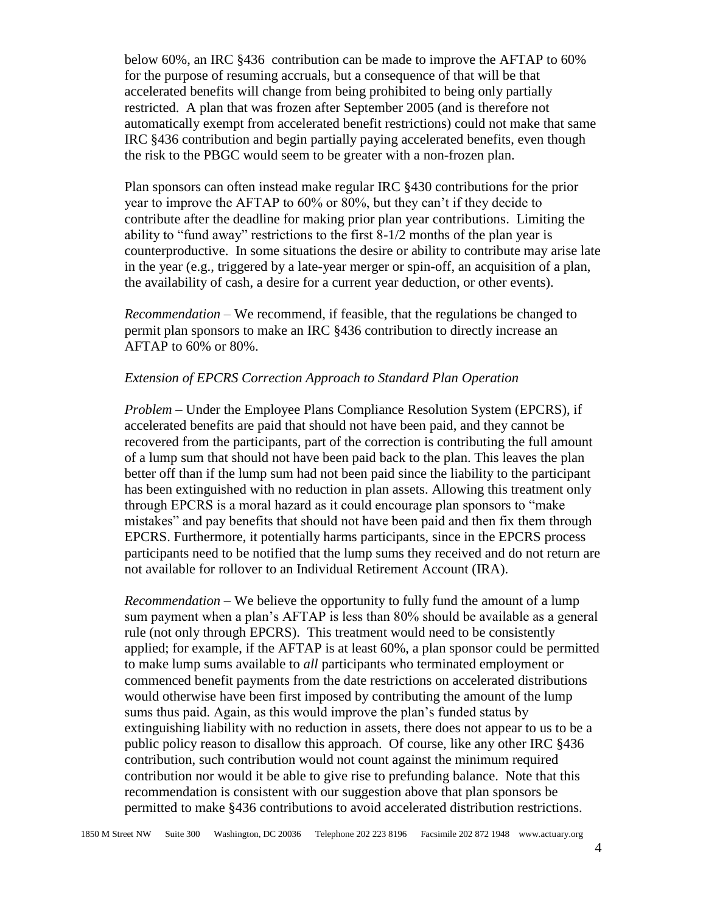below 60%, an IRC §436 contribution can be made to improve the AFTAP to 60% for the purpose of resuming accruals, but a consequence of that will be that accelerated benefits will change from being prohibited to being only partially restricted. A plan that was frozen after September 2005 (and is therefore not automatically exempt from accelerated benefit restrictions) could not make that same IRC §436 contribution and begin partially paying accelerated benefits, even though the risk to the PBGC would seem to be greater with a non-frozen plan.

Plan sponsors can often instead make regular IRC §430 contributions for the prior year to improve the AFTAP to 60% or 80%, but they can't if they decide to contribute after the deadline for making prior plan year contributions. Limiting the ability to "fund away" restrictions to the first 8-1/2 months of the plan year is counterproductive. In some situations the desire or ability to contribute may arise late in the year (e.g., triggered by a late-year merger or spin-off, an acquisition of a plan, the availability of cash, a desire for a current year deduction, or other events).

*Recommendation* – We recommend, if feasible, that the regulations be changed to permit plan sponsors to make an IRC §436 contribution to directly increase an AFTAP to 60% or 80%.

*Extension of EPCRS Correction Approach to Standard Plan Operation*

*Problem* – Under the Employee Plans Compliance Resolution System (EPCRS), if accelerated benefits are paid that should not have been paid, and they cannot be recovered from the participants, part of the correction is contributing the full amount of a lump sum that should not have been paid back to the plan. This leaves the plan better off than if the lump sum had not been paid since the liability to the participant has been extinguished with no reduction in plan assets. Allowing this treatment only through EPCRS is a moral hazard as it could encourage plan sponsors to "make mistakes" and pay benefits that should not have been paid and then fix them through EPCRS. Furthermore, it potentially harms participants, since in the EPCRS process participants need to be notified that the lump sums they received and do not return are not available for rollover to an Individual Retirement Account (IRA).

*Recommendation* – We believe the opportunity to fully fund the amount of a lump sum payment when a plan's AFTAP is less than 80% should be available as a general rule (not only through EPCRS). This treatment would need to be consistently applied; for example, if the AFTAP is at least 60%, a plan sponsor could be permitted to make lump sums available to *all* participants who terminated employment or commenced benefit payments from the date restrictions on accelerated distributions would otherwise have been first imposed by contributing the amount of the lump sums thus paid. Again, as this would improve the plan's funded status by extinguishing liability with no reduction in assets, there does not appear to us to be a public policy reason to disallow this approach. Of course, like any other IRC §436 contribution, such contribution would not count against the minimum required contribution nor would it be able to give rise to prefunding balance. Note that this recommendation is consistent with our suggestion above that plan sponsors be permitted to make §436 contributions to avoid accelerated distribution restrictions.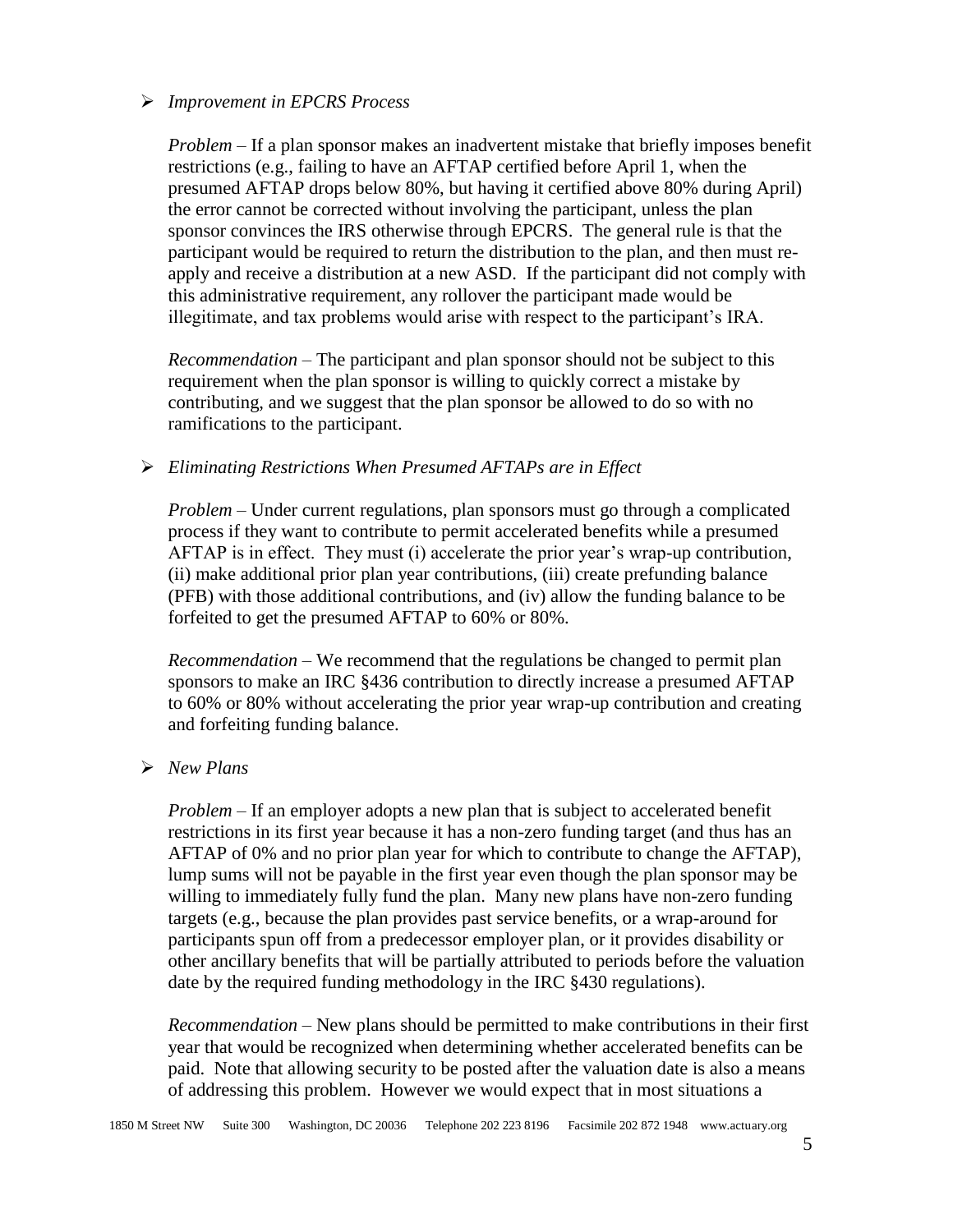- *Improvement in EPCRS Process*

  *Problem* – If a plan sponsor makes an inadvertent mistake that briefly imposes benefit restrictions (e.g., failing to have an AFTAP certified before April 1, when the presumed AFTAP drops below 80%, but having it certified above 80% during April) the error cannot be corrected without involving the participant, unless the plan sponsor convinces the IRS otherwise through EPCRS. The general rule is that the participant would be required to return the distribution to the plan, and then must re-apply and receive a distribution at a new ASD. If the participant did not comply with this administrative requirement, any rollover the participant made would be illegitimate, and tax problems would arise with respect to the participant's IRA.

  *Recommendation* – The participant and plan sponsor should not be subject to this requirement when the plan sponsor is willing to quickly correct a mistake by contributing, and we suggest that the plan sponsor be allowed to do so with no ramifications to the participant.

- *Eliminating Restrictions When Presumed AFTAPs are in Effect*

  *Problem* – Under current regulations, plan sponsors must go through a complicated process if they want to contribute to permit accelerated benefits while a presumed AFTAP is in effect. They must (i) accelerate the prior year's wrap-up contribution, (ii) make additional prior plan year contributions, (iii) create prefunding balance (PFB) with those additional contributions, and (iv) allow the funding balance to be forfeited to get the presumed AFTAP to 60% or 80%.

  *Recommendation* – We recommend that the regulations be changed to permit plan sponsors to make an IRC §436 contribution to directly increase a presumed AFTAP to 60% or 80% without accelerating the prior year wrap-up contribution and creating and forfeiting funding balance.

- *New Plans*

  *Problem* – If an employer adopts a new plan that is subject to accelerated benefit restrictions in its first year because it has a non-zero funding target (and thus has an AFTAP of 0% and no prior plan year for which to contribute to change the AFTAP), lump sums will not be payable in the first year even though the plan sponsor may be willing to immediately fully fund the plan. Many new plans have non-zero funding targets (e.g., because the plan provides past service benefits, or a wrap-around for participants spun off from a predecessor employer plan, or it provides disability or other ancillary benefits that will be partially attributed to periods before the valuation date by the required funding methodology in the IRC §430 regulations).

  *Recommendation* – New plans should be permitted to make contributions in their first year that would be recognized when determining whether accelerated benefits can be paid. Note that allowing security to be posted after the valuation date is also a means of addressing this problem. However we would expect that in most situations a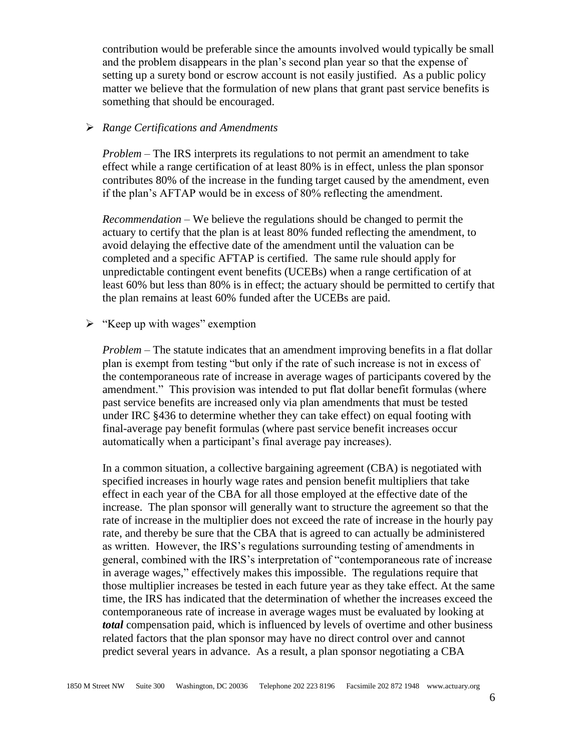contribution would be preferable since the amounts involved would typically be small and the problem disappears in the plan's second plan year so that the expense of setting up a surety bond or escrow account is not easily justified. As a public policy matter we believe that the formulation of new plans that grant past service benefits is something that should be encouraged.

- *Range Certifications and Amendments*

  *Problem* – The IRS interprets its regulations to not permit an amendment to take effect while a range certification of at least 80% is in effect, unless the plan sponsor contributes 80% of the increase in the funding target caused by the amendment, even if the plan's AFTAP would be in excess of 80% reflecting the amendment.

  *Recommendation* – We believe the regulations should be changed to permit the actuary to certify that the plan is at least 80% funded reflecting the amendment, to avoid delaying the effective date of the amendment until the valuation can be completed and a specific AFTAP is certified. The same rule should apply for unpredictable contingent event benefits (UCEBs) when a range certification of at least 60% but less than 80% is in effect; the actuary should be permitted to certify that the plan remains at least 60% funded after the UCEBs are paid.

- "Keep up with wages" exemption

  *Problem* – The statute indicates that an amendment improving benefits in a flat dollar plan is exempt from testing "but only if the rate of such increase is not in excess of the contemporaneous rate of increase in average wages of participants covered by the amendment." This provision was intended to put flat dollar benefit formulas (where past service benefits are increased only via plan amendments that must be tested under IRC §436 to determine whether they can take effect) on equal footing with final-average pay benefit formulas (where past service benefit increases occur automatically when a participant's final average pay increases).

  In a common situation, a collective bargaining agreement (CBA) is negotiated with specified increases in hourly wage rates and pension benefit multipliers that take effect in each year of the CBA for all those employed at the effective date of the increase. The plan sponsor will generally want to structure the agreement so that the rate of increase in the multiplier does not exceed the rate of increase in the hourly pay rate, and thereby be sure that the CBA that is agreed to can actually be administered as written. However, the IRS's regulations surrounding testing of amendments in general, combined with the IRS's interpretation of "contemporaneous rate of increase in average wages," effectively makes this impossible. The regulations require that those multiplier increases be tested in each future year as they take effect. At the same time, the IRS has indicated that the determination of whether the increases exceed the contemporaneous rate of increase in average wages must be evaluated by looking at ***total*** compensation paid, which is influenced by levels of overtime and other business related factors that the plan sponsor may have no direct control over and cannot predict several years in advance. As a result, a plan sponsor negotiating a CBA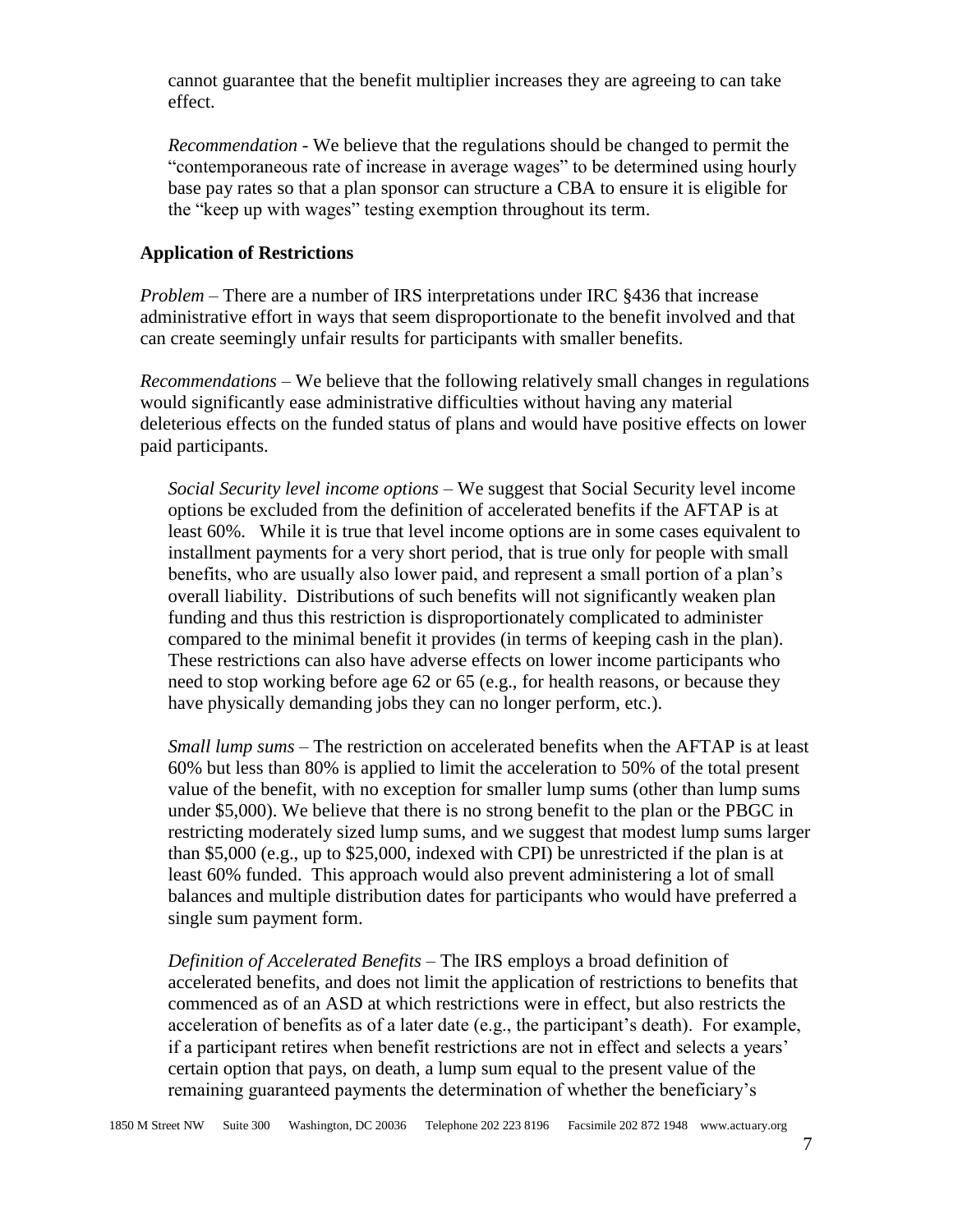cannot guarantee that the benefit multiplier increases they are agreeing to can take effect.

*Recommendation* - We believe that the regulations should be changed to permit the "contemporaneous rate of increase in average wages" to be determined using hourly base pay rates so that a plan sponsor can structure a CBA to ensure it is eligible for the "keep up with wages" testing exemption throughout its term.

**Application of Restrictions**

*Problem* – There are a number of IRS interpretations under IRC §436 that increase administrative effort in ways that seem disproportionate to the benefit involved and that can create seemingly unfair results for participants with smaller benefits.

*Recommendations* – We believe that the following relatively small changes in regulations would significantly ease administrative difficulties without having any material deleterious effects on the funded status of plans and would have positive effects on lower paid participants.

*Social Security level income options* – We suggest that Social Security level income options be excluded from the definition of accelerated benefits if the AFTAP is at least 60%. While it is true that level income options are in some cases equivalent to installment payments for a very short period, that is true only for people with small benefits, who are usually also lower paid, and represent a small portion of a plan's overall liability. Distributions of such benefits will not significantly weaken plan funding and thus this restriction is disproportionately complicated to administer compared to the minimal benefit it provides (in terms of keeping cash in the plan). These restrictions can also have adverse effects on lower income participants who need to stop working before age 62 or 65 (e.g., for health reasons, or because they have physically demanding jobs they can no longer perform, etc.).

*Small lump sums* – The restriction on accelerated benefits when the AFTAP is at least 60% but less than 80% is applied to limit the acceleration to 50% of the total present value of the benefit, with no exception for smaller lump sums (other than lump sums under $5,000). We believe that there is no strong benefit to the plan or the PBGC in restricting moderately sized lump sums, and we suggest that modest lump sums larger than $5,000 (e.g., up to $25,000, indexed with CPI) be unrestricted if the plan is at least 60% funded. This approach would also prevent administering a lot of small balances and multiple distribution dates for participants who would have preferred a single sum payment form.

*Definition of Accelerated Benefits* – The IRS employs a broad definition of accelerated benefits, and does not limit the application of restrictions to benefits that commenced as of an ASD at which restrictions were in effect, but also restricts the acceleration of benefits as of a later date (e.g., the participant's death). For example, if a participant retires when benefit restrictions are not in effect and selects a years' certain option that pays, on death, a lump sum equal to the present value of the remaining guaranteed payments the determination of whether the beneficiary's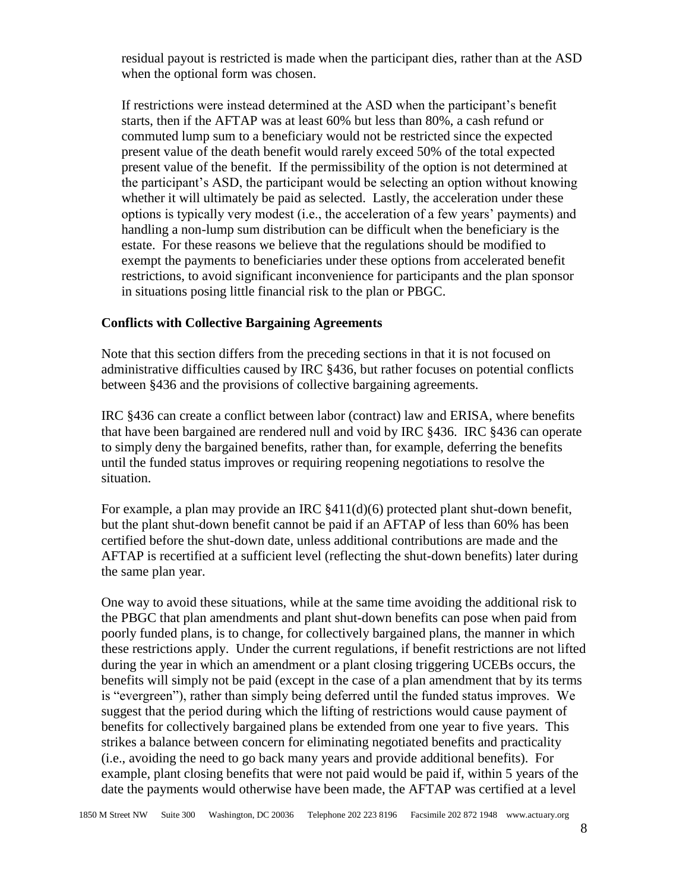residual payout is restricted is made when the participant dies, rather than at the ASD when the optional form was chosen.

If restrictions were instead determined at the ASD when the participant's benefit starts, then if the AFTAP was at least 60% but less than 80%, a cash refund or commuted lump sum to a beneficiary would not be restricted since the expected present value of the death benefit would rarely exceed 50% of the total expected present value of the benefit. If the permissibility of the option is not determined at the participant's ASD, the participant would be selecting an option without knowing whether it will ultimately be paid as selected. Lastly, the acceleration under these options is typically very modest (i.e., the acceleration of a few years' payments) and handling a non-lump sum distribution can be difficult when the beneficiary is the estate. For these reasons we believe that the regulations should be modified to exempt the payments to beneficiaries under these options from accelerated benefit restrictions, to avoid significant inconvenience for participants and the plan sponsor in situations posing little financial risk to the plan or PBGC.

**Conflicts with Collective Bargaining Agreements**

Note that this section differs from the preceding sections in that it is not focused on administrative difficulties caused by IRC §436, but rather focuses on potential conflicts between §436 and the provisions of collective bargaining agreements.

IRC §436 can create a conflict between labor (contract) law and ERISA, where benefits that have been bargained are rendered null and void by IRC §436. IRC §436 can operate to simply deny the bargained benefits, rather than, for example, deferring the benefits until the funded status improves or requiring reopening negotiations to resolve the situation.

For example, a plan may provide an IRC §411(d)(6) protected plant shut-down benefit, but the plant shut-down benefit cannot be paid if an AFTAP of less than 60% has been certified before the shut-down date, unless additional contributions are made and the AFTAP is recertified at a sufficient level (reflecting the shut-down benefits) later during the same plan year.

One way to avoid these situations, while at the same time avoiding the additional risk to the PBGC that plan amendments and plant shut-down benefits can pose when paid from poorly funded plans, is to change, for collectively bargained plans, the manner in which these restrictions apply. Under the current regulations, if benefit restrictions are not lifted during the year in which an amendment or a plant closing triggering UCEBs occurs, the benefits will simply not be paid (except in the case of a plan amendment that by its terms is "evergreen"), rather than simply being deferred until the funded status improves. We suggest that the period during which the lifting of restrictions would cause payment of benefits for collectively bargained plans be extended from one year to five years. This strikes a balance between concern for eliminating negotiated benefits and practicality (i.e., avoiding the need to go back many years and provide additional benefits). For example, plant closing benefits that were not paid would be paid if, within 5 years of the date the payments would otherwise have been made, the AFTAP was certified at a level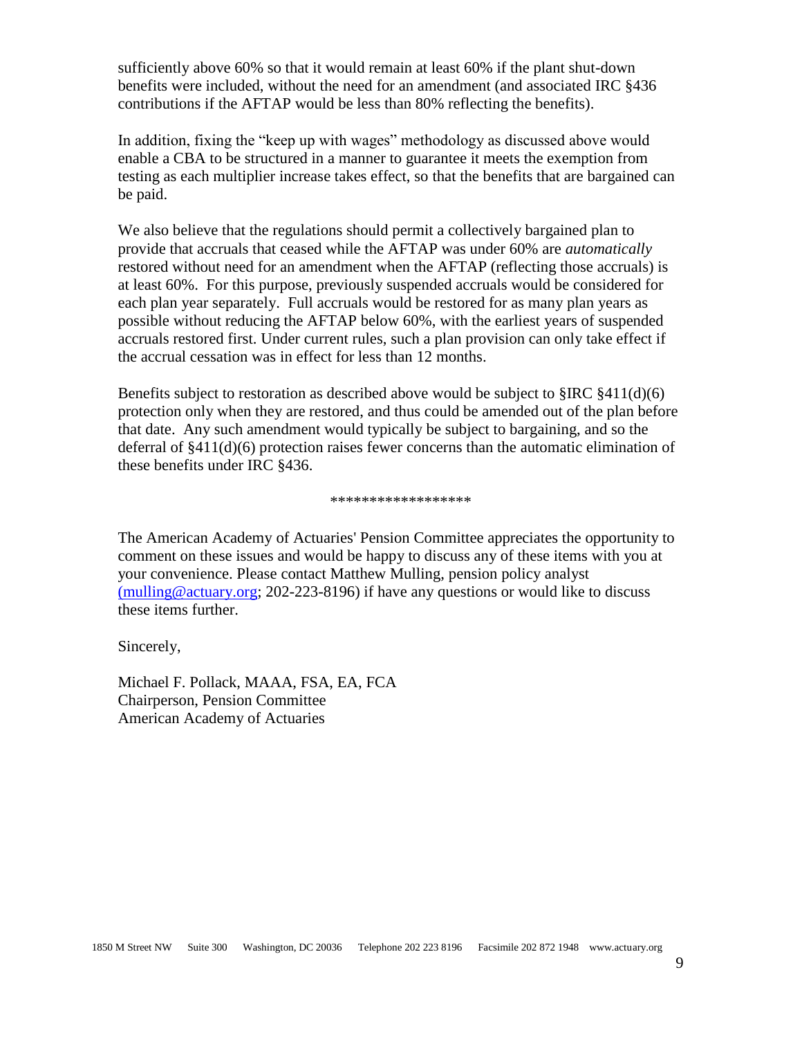sufficiently above 60% so that it would remain at least 60% if the plant shut-down benefits were included, without the need for an amendment (and associated IRC §436 contributions if the AFTAP would be less than 80% reflecting the benefits).

In addition, fixing the "keep up with wages" methodology as discussed above would enable a CBA to be structured in a manner to guarantee it meets the exemption from testing as each multiplier increase takes effect, so that the benefits that are bargained can be paid.

We also believe that the regulations should permit a collectively bargained plan to provide that accruals that ceased while the AFTAP was under 60% are *automatically* restored without need for an amendment when the AFTAP (reflecting those accruals) is at least 60%. For this purpose, previously suspended accruals would be considered for each plan year separately. Full accruals would be restored for as many plan years as possible without reducing the AFTAP below 60%, with the earliest years of suspended accruals restored first. Under current rules, such a plan provision can only take effect if the accrual cessation was in effect for less than 12 months.

Benefits subject to restoration as described above would be subject to §IRC §411(d)(6) protection only when they are restored, and thus could be amended out of the plan before that date. Any such amendment would typically be subject to bargaining, and so the deferral of §411(d)(6) protection raises fewer concerns than the automatic elimination of these benefits under IRC §436.

******************

The American Academy of Actuaries' Pension Committee appreciates the opportunity to comment on these issues and would be happy to discuss any of these items with you at your convenience. Please contact Matthew Mulling, pension policy analyst (mulling@actuary.org; 202-223-8196) if have any questions or would like to discuss these items further.

Sincerely,

Michael F. Pollack, MAAA, FSA, EA, FCA  
Chairperson, Pension Committee  
American Academy of Actuaries